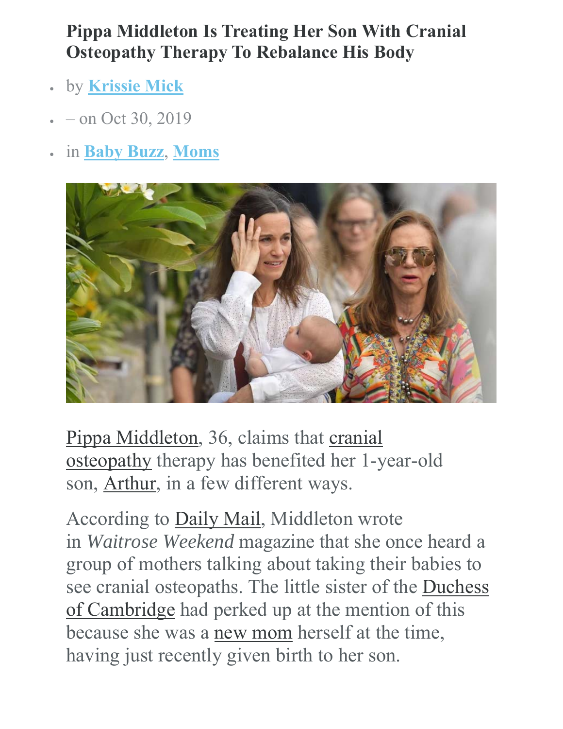# Pippa Middleton Is Treating Her Son With Cranial Osteopathy Therapy To Rebalance His Body

- by **Krissie Mick**
- – on Oct 30, 2019
- in **Baby Buzz**, **Moms**

Pippa Middleton, 36, claims that cranial osteopathy therapy has benefited her 1-year-old son, Arthur, in a few different ways.

According to Daily Mail, Middleton wrote in *Waitrose Weekend* magazine that she once heard a group of mothers talking about taking their babies to see cranial osteopaths. The little sister of the Duchess of Cambridge had perked up at the mention of this because she was a new mom herself at the time, having just recently given birth to her son.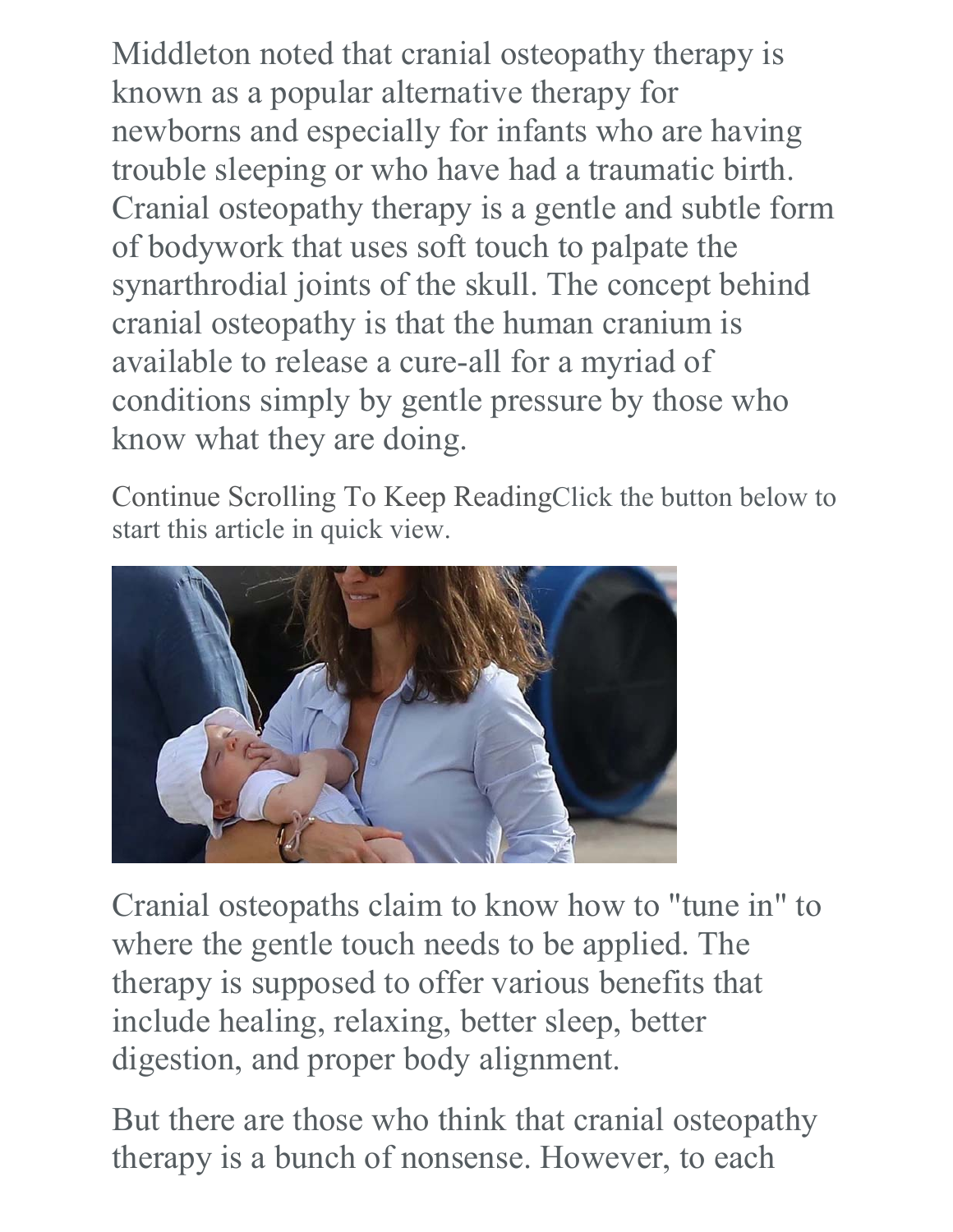Middleton noted that cranial osteopathy therapy is known as a popular alternative therapy for newborns and especially for infants who are having trouble sleeping or who have had a traumatic birth. Cranial osteopathy therapy is a gentle and subtle form of bodywork that uses soft touch to palpate the synarthrodial joints of the skull. The concept behind cranial osteopathy is that the human cranium is available to release a cure-all for a myriad of conditions simply by gentle pressure by those who know what they are doing.

Continue Scrolling To Keep ReadingClick the button below to start this article in quick view.

Cranial osteopaths claim to know how to "tune in" to where the gentle touch needs to be applied. The therapy is supposed to offer various benefits that include healing, relaxing, better sleep, better digestion, and proper body alignment.

But there are those who think that cranial osteopathy therapy is a bunch of nonsense. However, to each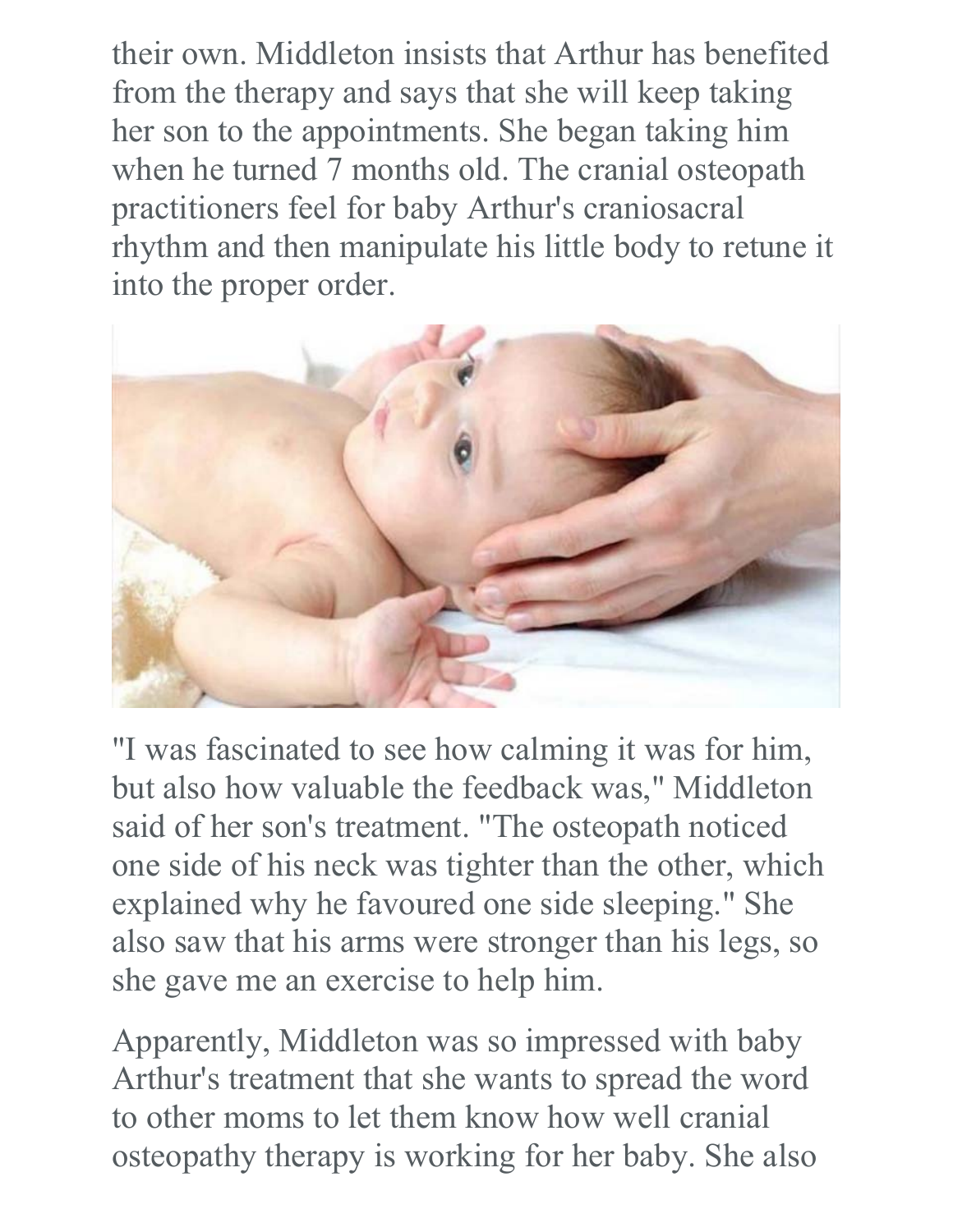their own. Middleton insists that Arthur has benefited from the therapy and says that she will keep taking her son to the appointments. She began taking him when he turned 7 months old. The cranial osteopath practitioners feel for baby Arthur's craniosacral rhythm and then manipulate his little body to retune it into the proper order.

"I was fascinated to see how calming it was for him, but also how valuable the feedback was," Middleton said of her son's treatment. "The osteopath noticed one side of his neck was tighter than the other, which explained why he favoured one side sleeping." She also saw that his arms were stronger than his legs, so she gave me an exercise to help him.

Apparently, Middleton was so impressed with baby Arthur's treatment that she wants to spread the word to other moms to let them know how well cranial osteopathy therapy is working for her baby. She also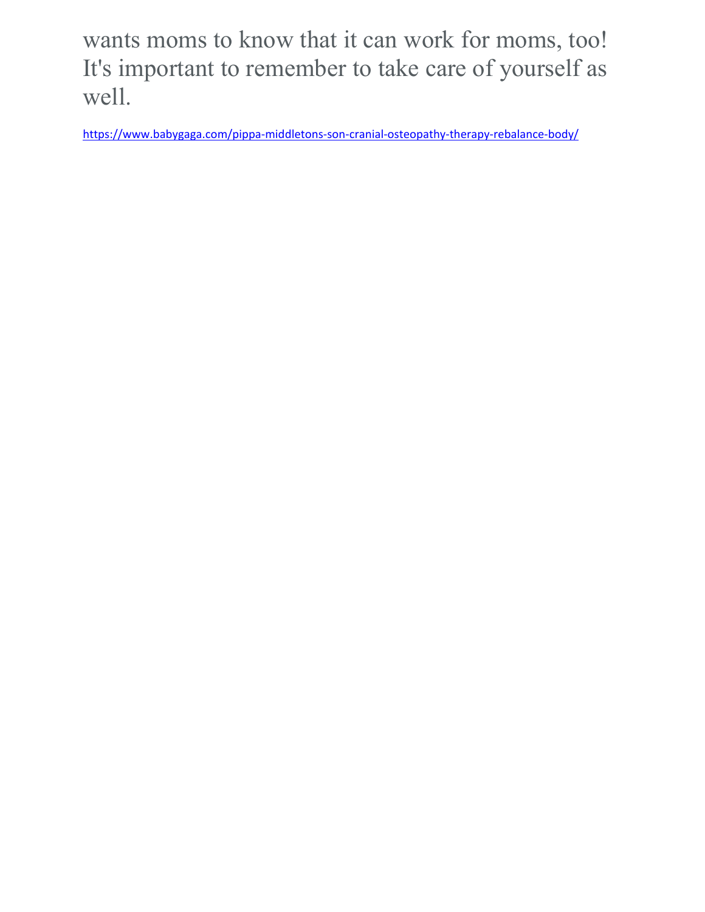wants moms to know that it can work for moms, too! It's important to remember to take care of yourself as well.

https://www.babygaga.com/pippa-middletons-son-cranial-osteopathy-therapy-rebalance-body/